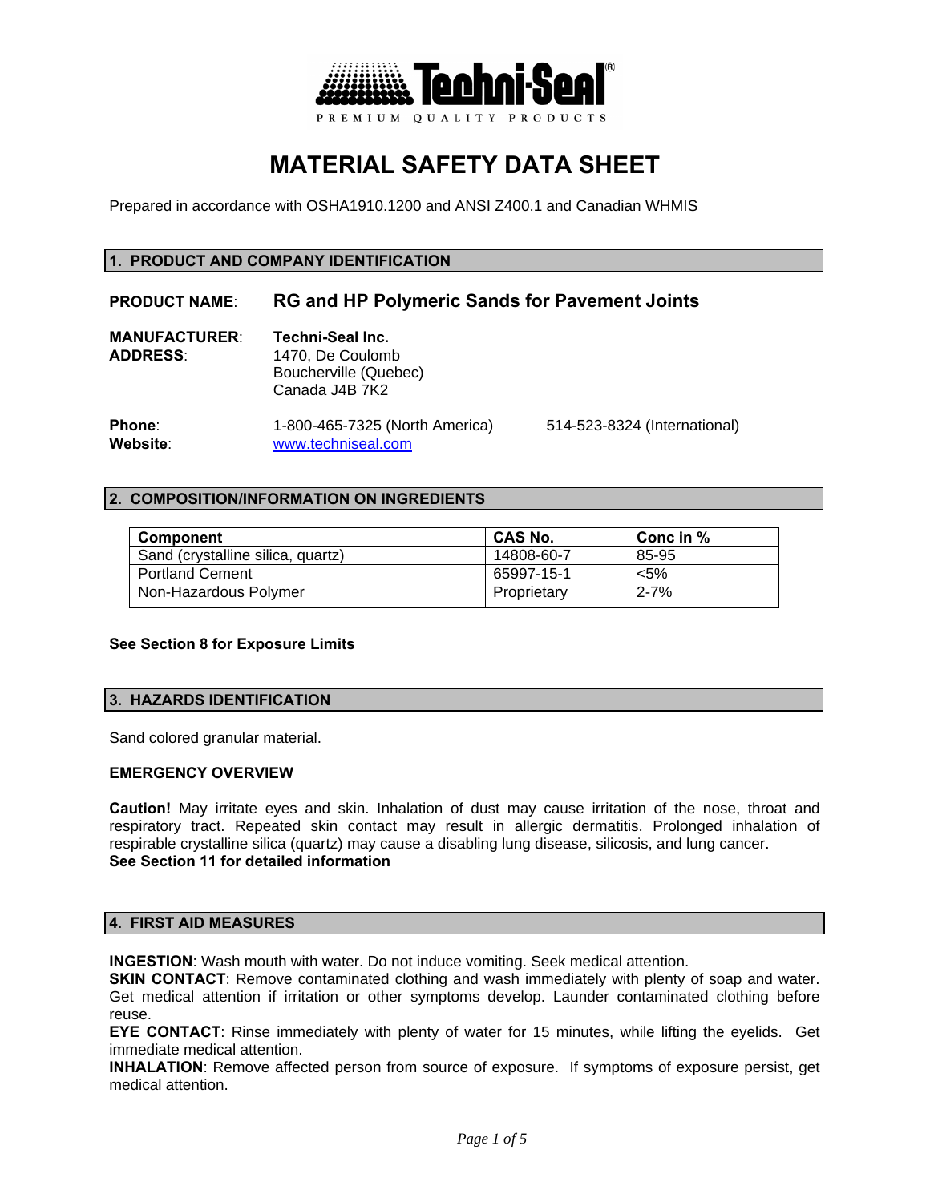Techni-Seal®
PREMIUM QUALITY PRODUCTS

# MATERIAL SAFETY DATA SHEET

Prepared in accordance with OSHA1910.1200 and ANSI Z400.1 and Canadian WHMIS

## 1. PRODUCT AND COMPANY IDENTIFICATION

**PRODUCT NAME**: **RG and HP Polymeric Sands for Pavement Joints**

**MANUFACTURER**: **Techni-Seal Inc.**
**ADDRESS**: 1470, De Coulomb
Boucherville (Quebec)
Canada J4B 7K2

**Phone**: 1-800-465-7325 (North America) 514-523-8324 (International)
**Website**: www.techniseal.com

## 2. COMPOSITION/INFORMATION ON INGREDIENTS

| Component | CAS No. | Conc in % |
|---|---|---|
| Sand (crystalline silica, quartz) | 14808-60-7 | 85-95 |
| Portland Cement | 65997-15-1 | <5% |
| Non-Hazardous Polymer | Proprietary | 2-7% |

**See Section 8 for Exposure Limits**

## 3. HAZARDS IDENTIFICATION

Sand colored granular material.

**EMERGENCY OVERVIEW**

**Caution!** May irritate eyes and skin. Inhalation of dust may cause irritation of the nose, throat and respiratory tract. Repeated skin contact may result in allergic dermatitis. Prolonged inhalation of respirable crystalline silica (quartz) may cause a disabling lung disease, silicosis, and lung cancer.
**See Section 11 for detailed information**

## 4. FIRST AID MEASURES

**INGESTION**: Wash mouth with water. Do not induce vomiting. Seek medical attention.
**SKIN CONTACT**: Remove contaminated clothing and wash immediately with plenty of soap and water. Get medical attention if irritation or other symptoms develop. Launder contaminated clothing before reuse.
**EYE CONTACT**: Rinse immediately with plenty of water for 15 minutes, while lifting the eyelids. Get immediate medical attention.
**INHALATION**: Remove affected person from source of exposure. If symptoms of exposure persist, get medical attention.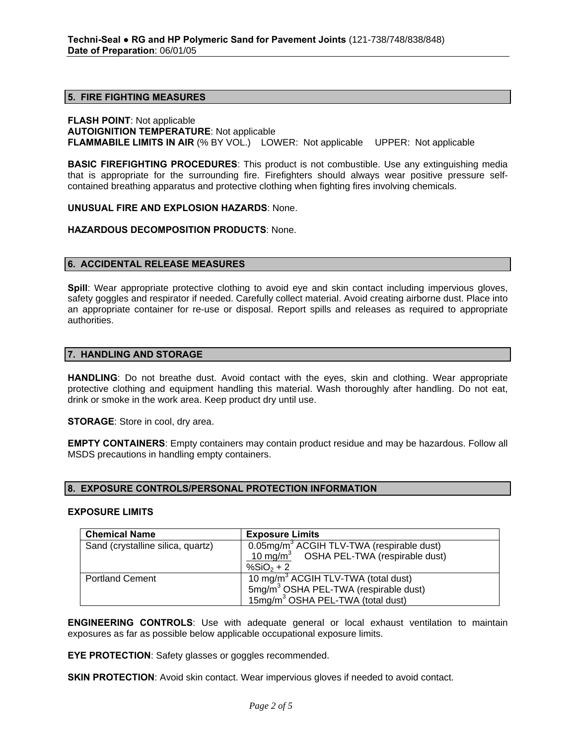## 5. FIRE FIGHTING MEASURES

**FLASH POINT**: Not applicable
**AUTOIGNITION TEMPERATURE**: Not applicable
**FLAMMABILE LIMITS IN AIR** (% BY VOL.) LOWER: Not applicable UPPER: Not applicable

**BASIC FIREFIGHTING PROCEDURES**: This product is not combustible. Use any extinguishing media that is appropriate for the surrounding fire. Firefighters should always wear positive pressure self-contained breathing apparatus and protective clothing when fighting fires involving chemicals.

**UNUSUAL FIRE AND EXPLOSION HAZARDS**: None.

**HAZARDOUS DECOMPOSITION PRODUCTS**: None.

## 6. ACCIDENTAL RELEASE MEASURES

**Spill**: Wear appropriate protective clothing to avoid eye and skin contact including impervious gloves, safety goggles and respirator if needed. Carefully collect material. Avoid creating airborne dust. Place into an appropriate container for re-use or disposal. Report spills and releases as required to appropriate authorities.

## 7. HANDLING AND STORAGE

**HANDLING**: Do not breathe dust. Avoid contact with the eyes, skin and clothing. Wear appropriate protective clothing and equipment handling this material. Wash thoroughly after handling. Do not eat, drink or smoke in the work area. Keep product dry until use.

**STORAGE**: Store in cool, dry area.

**EMPTY CONTAINERS**: Empty containers may contain product residue and may be hazardous. Follow all MSDS precautions in handling empty containers.

## 8. EXPOSURE CONTROLS/PERSONAL PROTECTION INFORMATION

**EXPOSURE LIMITS**

| Chemical Name | Exposure Limits |
|---|---|
| Sand (crystalline silica, quartz) | 0.05mg/$m^3$ ACGIH TLV-TWA (respirable dust)<br>$\frac{10 \text{ mg/m}^3}{\%SiO_2 + 2}$ OSHA PEL-TWA (respirable dust) |
| Portland Cement | 10 mg/$m^3$ ACGIH TLV-TWA (total dust)<br>5mg/$m^3$ OSHA PEL-TWA (respirable dust)<br>15mg/$m^3$ OSHA PEL-TWA (total dust) |

**ENGINEERING CONTROLS**: Use with adequate general or local exhaust ventilation to maintain exposures as far as possible below applicable occupational exposure limits.

**EYE PROTECTION**: Safety glasses or goggles recommended.

**SKIN PROTECTION**: Avoid skin contact. Wear impervious gloves if needed to avoid contact.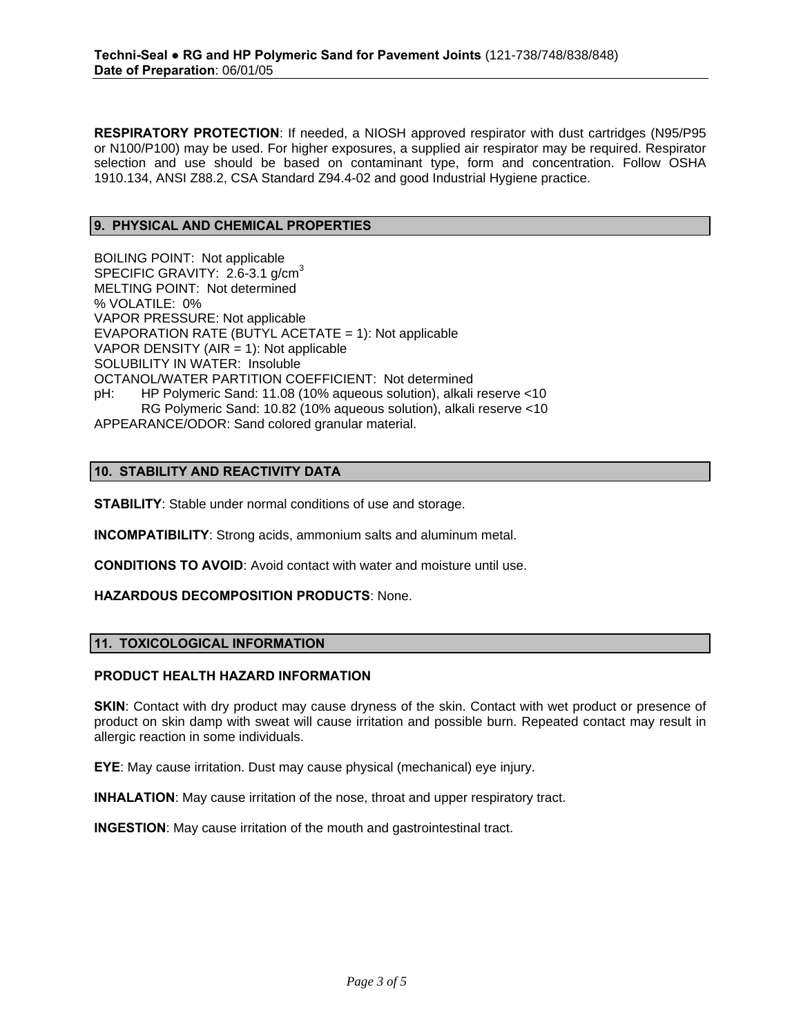**RESPIRATORY PROTECTION**: If needed, a NIOSH approved respirator with dust cartridges (N95/P95 or N100/P100) may be used. For higher exposures, a supplied air respirator may be required. Respirator selection and use should be based on contaminant type, form and concentration. Follow OSHA 1910.134, ANSI Z88.2, CSA Standard Z94.4-02 and good Industrial Hygiene practice.

## 9. PHYSICAL AND CHEMICAL PROPERTIES

BOILING POINT: Not applicable
SPECIFIC GRAVITY: 2.6-3.1 g/cm$^3$
MELTING POINT: Not determined
% VOLATILE: 0%
VAPOR PRESSURE: Not applicable
EVAPORATION RATE (BUTYL ACETATE = 1): Not applicable
VAPOR DENSITY (AIR = 1): Not applicable
SOLUBILITY IN WATER: Insoluble
OCTANOL/WATER PARTITION COEFFICIENT: Not determined
pH: HP Polymeric Sand: 11.08 (10% aqueous solution), alkali reserve <10
RG Polymeric Sand: 10.82 (10% aqueous solution), alkali reserve <10
APPEARANCE/ODOR: Sand colored granular material.

## 10. STABILITY AND REACTIVITY DATA

**STABILITY**: Stable under normal conditions of use and storage.

**INCOMPATIBILITY**: Strong acids, ammonium salts and aluminum metal.

**CONDITIONS TO AVOID**: Avoid contact with water and moisture until use.

**HAZARDOUS DECOMPOSITION PRODUCTS**: None.

## 11. TOXICOLOGICAL INFORMATION

**PRODUCT HEALTH HAZARD INFORMATION**

**SKIN**: Contact with dry product may cause dryness of the skin. Contact with wet product or presence of product on skin damp with sweat will cause irritation and possible burn. Repeated contact may result in allergic reaction in some individuals.

**EYE**: May cause irritation. Dust may cause physical (mechanical) eye injury.

**INHALATION**: May cause irritation of the nose, throat and upper respiratory tract.

**INGESTION**: May cause irritation of the mouth and gastrointestinal tract.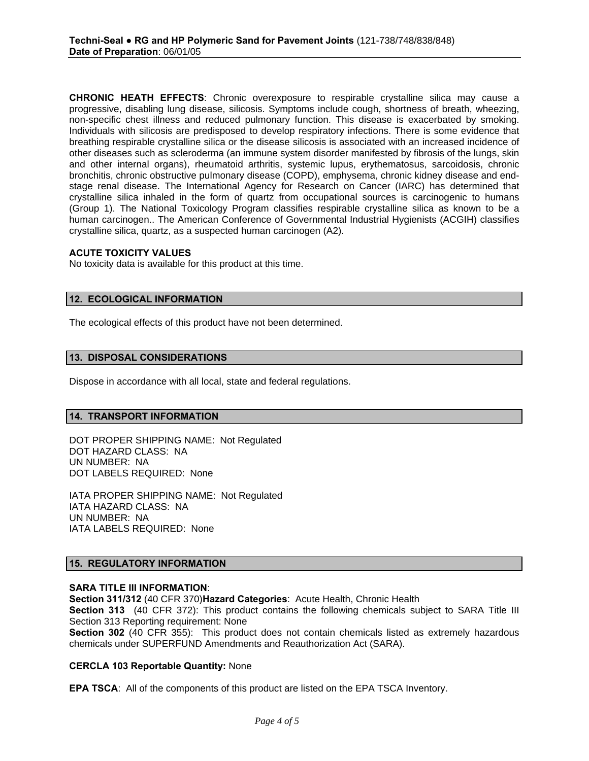**CHRONIC HEATH EFFECTS**: Chronic overexposure to respirable crystalline silica may cause a progressive, disabling lung disease, silicosis. Symptoms include cough, shortness of breath, wheezing, non-specific chest illness and reduced pulmonary function. This disease is exacerbated by smoking. Individuals with silicosis are predisposed to develop respiratory infections. There is some evidence that breathing respirable crystalline silica or the disease silicosis is associated with an increased incidence of other diseases such as scleroderma (an immune system disorder manifested by fibrosis of the lungs, skin and other internal organs), rheumatoid arthritis, systemic lupus, erythematosus, sarcoidosis, chronic bronchitis, chronic obstructive pulmonary disease (COPD), emphysema, chronic kidney disease and end-stage renal disease. The International Agency for Research on Cancer (IARC) has determined that crystalline silica inhaled in the form of quartz from occupational sources is carcinogenic to humans (Group 1). The National Toxicology Program classifies respirable crystalline silica as known to be a human carcinogen.. The American Conference of Governmental Industrial Hygienists (ACGIH) classifies crystalline silica, quartz, as a suspected human carcinogen (A2).

**ACUTE TOXICITY VALUES**

No toxicity data is available for this product at this time.

## 12. ECOLOGICAL INFORMATION

The ecological effects of this product have not been determined.

## 13. DISPOSAL CONSIDERATIONS

Dispose in accordance with all local, state and federal regulations.

## 14. TRANSPORT INFORMATION

DOT PROPER SHIPPING NAME: Not Regulated
DOT HAZARD CLASS: NA
UN NUMBER: NA
DOT LABELS REQUIRED: None

IATA PROPER SHIPPING NAME: Not Regulated
IATA HAZARD CLASS: NA
UN NUMBER: NA
IATA LABELS REQUIRED: None

## 15. REGULATORY INFORMATION

**SARA TITLE III INFORMATION**:

**Section 311/312** (40 CFR 370)**Hazard Categories**: Acute Health, Chronic Health

**Section 313** (40 CFR 372): This product contains the following chemicals subject to SARA Title III Section 313 Reporting requirement: None

**Section 302** (40 CFR 355): This product does not contain chemicals listed as extremely hazardous chemicals under SUPERFUND Amendments and Reauthorization Act (SARA).

**CERCLA 103 Reportable Quantity:** None

**EPA TSCA**: All of the components of this product are listed on the EPA TSCA Inventory.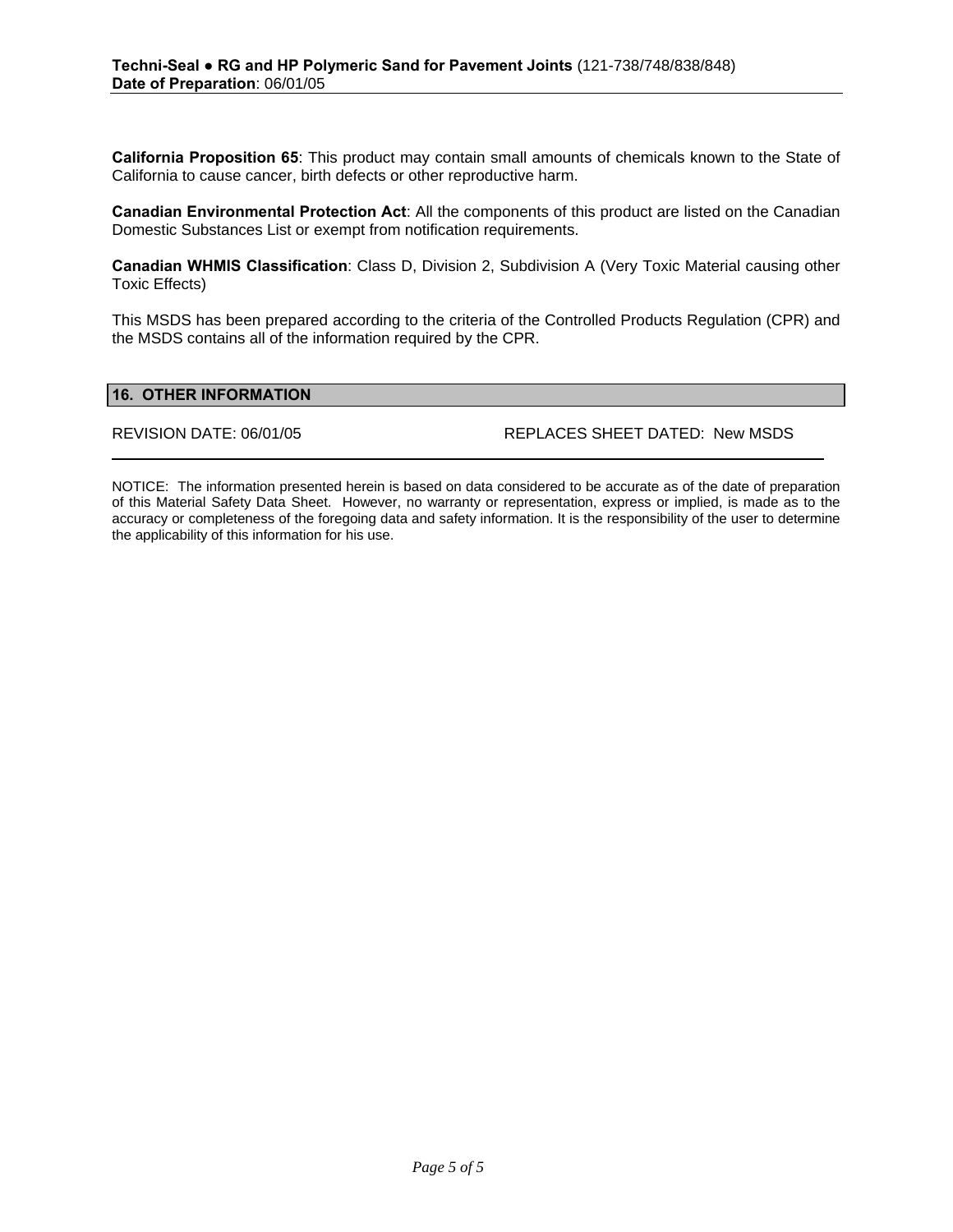**California Proposition 65**: This product may contain small amounts of chemicals known to the State of California to cause cancer, birth defects or other reproductive harm.

**Canadian Environmental Protection Act**: All the components of this product are listed on the Canadian Domestic Substances List or exempt from notification requirements.

**Canadian WHMIS Classification**: Class D, Division 2, Subdivision A (Very Toxic Material causing other Toxic Effects)

This MSDS has been prepared according to the criteria of the Controlled Products Regulation (CPR) and the MSDS contains all of the information required by the CPR.

## 16. OTHER INFORMATION

REVISION DATE: 06/01/05 REPLACES SHEET DATED: New MSDS

---

NOTICE: The information presented herein is based on data considered to be accurate as of the date of preparation of this Material Safety Data Sheet. However, no warranty or representation, express or implied, is made as to the accuracy or completeness of the foregoing data and safety information. It is the responsibility of the user to determine the applicability of this information for his use.